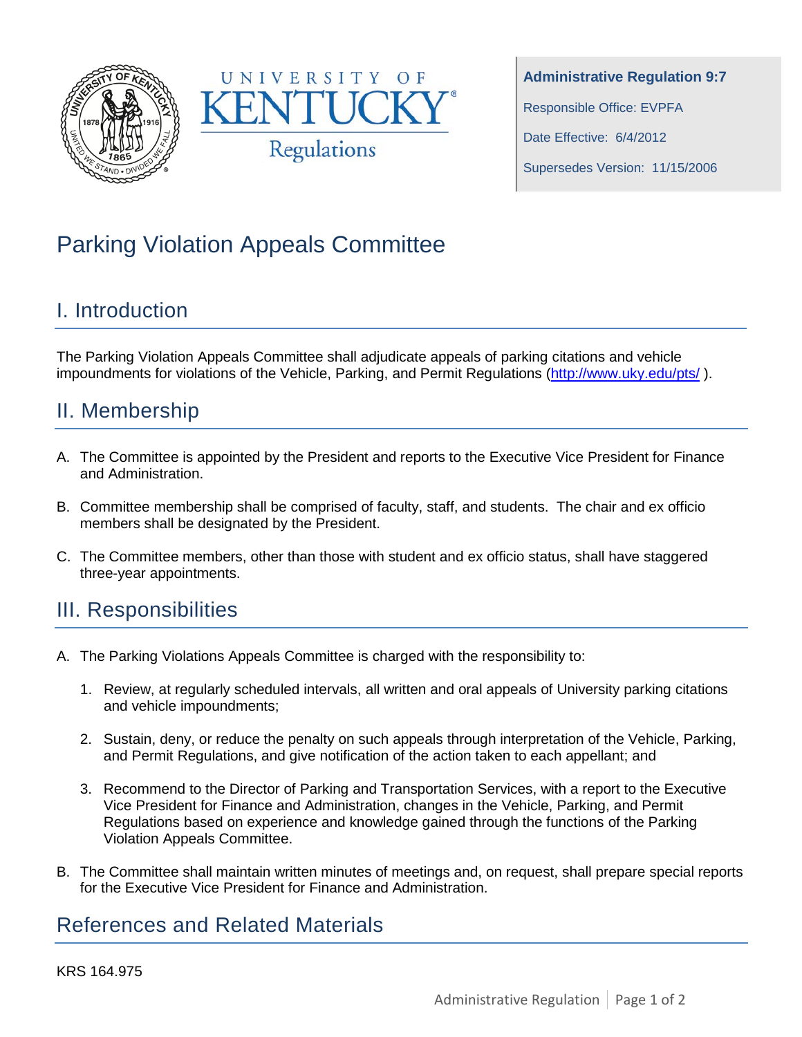UNIVERSITY OF KENTUCKY Regulations

**Administrative Regulation 9:7**

Responsible Office: EVPFA

Date Effective: 6/4/2012

Supersedes Version: 11/15/2006

# Parking Violation Appeals Committee

## I. Introduction

The Parking Violation Appeals Committee shall adjudicate appeals of parking citations and vehicle impoundments for violations of the Vehicle, Parking, and Permit Regulations (http://www.uky.edu/pts/ ).

## II. Membership

A. The Committee is appointed by the President and reports to the Executive Vice President for Finance and Administration.

B. Committee membership shall be comprised of faculty, staff, and students. The chair and ex officio members shall be designated by the President.

C. The Committee members, other than those with student and ex officio status, shall have staggered three-year appointments.

## III. Responsibilities

A. The Parking Violations Appeals Committee is charged with the responsibility to:

1. Review, at regularly scheduled intervals, all written and oral appeals of University parking citations and vehicle impoundments;

2. Sustain, deny, or reduce the penalty on such appeals through interpretation of the Vehicle, Parking, and Permit Regulations, and give notification of the action taken to each appellant; and

3. Recommend to the Director of Parking and Transportation Services, with a report to the Executive Vice President for Finance and Administration, changes in the Vehicle, Parking, and Permit Regulations based on experience and knowledge gained through the functions of the Parking Violation Appeals Committee.

B. The Committee shall maintain written minutes of meetings and, on request, shall prepare special reports for the Executive Vice President for Finance and Administration.

## References and Related Materials

KRS 164.975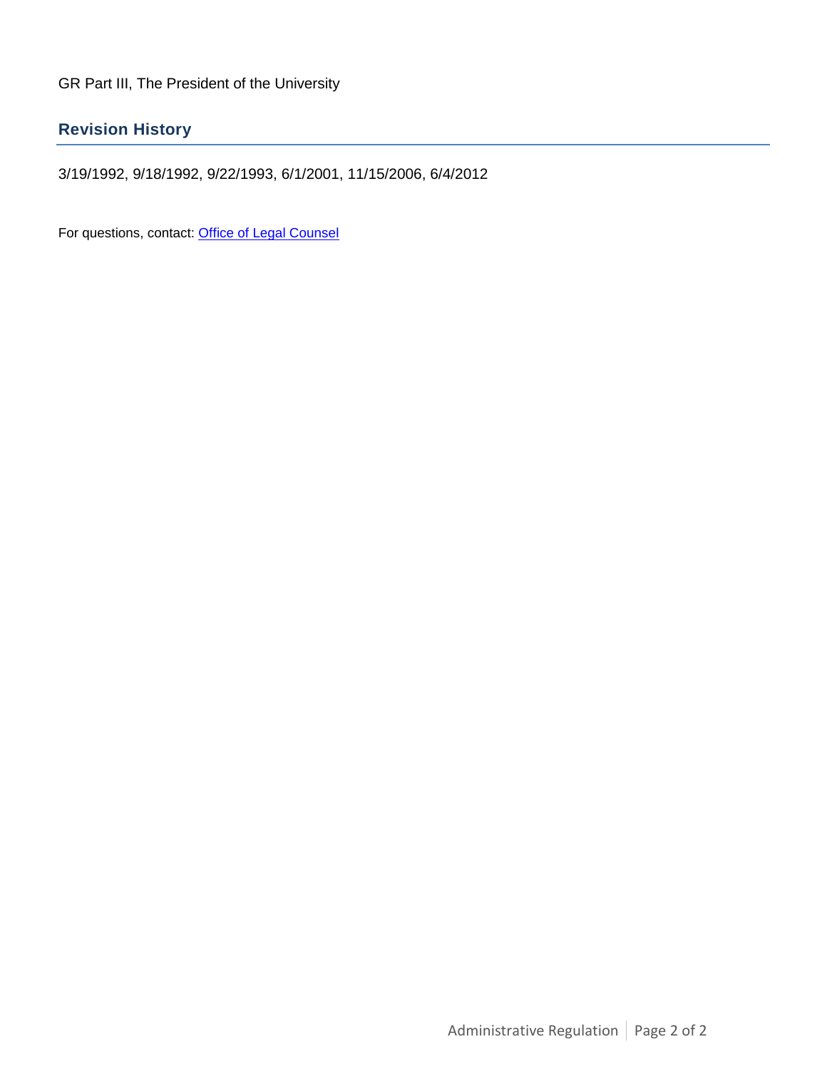GR Part III, The President of the University

## Revision History

3/19/1992, 9/18/1992, 9/22/1993, 6/1/2001, 11/15/2006, 6/4/2012

For questions, contact: [Office of Legal Counsel]